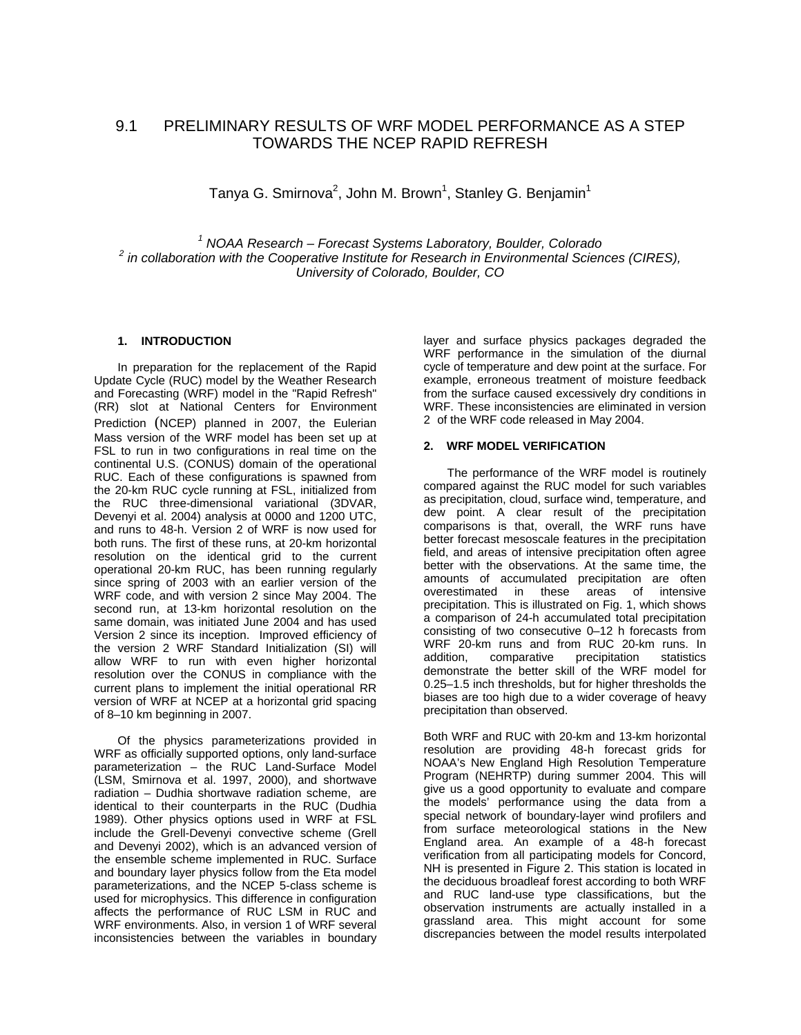# 9.1 PRELIMINARY RESULTS OF WRF MODEL PERFORMANCE AS A STEP TOWARDS THE NCEP RAPID REFRESH

Tanya G. Smirnova[2], John M. Brown[1], Stanley G. Benjamin[1]

*[1] NOAA Research – Forecast Systems Laboratory, Boulder, Colorado*
*[2] in collaboration with the Cooperative Institute for Research in Environmental Sciences (CIRES), University of Colorado, Boulder, CO*

## 1. INTRODUCTION

In preparation for the replacement of the Rapid Update Cycle (RUC) model by the Weather Research and Forecasting (WRF) model in the "Rapid Refresh" (RR) slot at National Centers for Environment Prediction (NCEP) planned in 2007, the Eulerian Mass version of the WRF model has been set up at FSL to run in two configurations in real time on the continental U.S. (CONUS) domain of the operational RUC. Each of these configurations is spawned from the 20-km RUC cycle running at FSL, initialized from the RUC three-dimensional variational (3DVAR, Devenyi et al. 2004) analysis at 0000 and 1200 UTC, and runs to 48-h. Version 2 of WRF is now used for both runs. The first of these runs, at 20-km horizontal resolution on the identical grid to the current operational 20-km RUC, has been running regularly since spring of 2003 with an earlier version of the WRF code, and with version 2 since May 2004. The second run, at 13-km horizontal resolution on the same domain, was initiated June 2004 and has used Version 2 since its inception. Improved efficiency of the version 2 WRF Standard Initialization (SI) will allow WRF to run with even higher horizontal resolution over the CONUS in compliance with the current plans to implement the initial operational RR version of WRF at NCEP at a horizontal grid spacing of 8–10 km beginning in 2007.

Of the physics parameterizations provided in WRF as officially supported options, only land-surface parameterization – the RUC Land-Surface Model (LSM, Smirnova et al. 1997, 2000), and shortwave radiation – Dudhia shortwave radiation scheme, are identical to their counterparts in the RUC (Dudhia 1989). Other physics options used in WRF at FSL include the Grell-Devenyi convective scheme (Grell and Devenyi 2002), which is an advanced version of the ensemble scheme implemented in RUC. Surface and boundary layer physics follow from the Eta model parameterizations, and the NCEP 5-class scheme is used for microphysics. This difference in configuration affects the performance of RUC LSM in RUC and WRF environments. Also, in version 1 of WRF several inconsistencies between the variables in boundary layer and surface physics packages degraded the WRF performance in the simulation of the diurnal cycle of temperature and dew point at the surface. For example, erroneous treatment of moisture feedback from the surface caused excessively dry conditions in WRF. These inconsistencies are eliminated in version 2 of the WRF code released in May 2004.

## 2. WRF MODEL VERIFICATION

The performance of the WRF model is routinely compared against the RUC model for such variables as precipitation, cloud, surface wind, temperature, and dew point. A clear result of the precipitation comparisons is that, overall, the WRF runs have better forecast mesoscale features in the precipitation field, and areas of intensive precipitation often agree better with the observations. At the same time, the amounts of accumulated precipitation are often overestimated in these areas of intensive precipitation. This is illustrated on Fig. 1, which shows a comparison of 24-h accumulated total precipitation consisting of two consecutive 0–12 h forecasts from WRF 20-km runs and from RUC 20-km runs. In addition, comparative precipitation statistics demonstrate the better skill of the WRF model for 0.25–1.5 inch thresholds, but for higher thresholds the biases are too high due to a wider coverage of heavy precipitation than observed.

Both WRF and RUC with 20-km and 13-km horizontal resolution are providing 48-h forecast grids for NOAA's New England High Resolution Temperature Program (NEHRTP) during summer 2004. This will give us a good opportunity to evaluate and compare the models' performance using the data from a special network of boundary-layer wind profilers and from surface meteorological stations in the New England area. An example of a 48-h forecast verification from all participating models for Concord, NH is presented in Figure 2. This station is located in the deciduous broadleaf forest according to both WRF and RUC land-use type classifications, but the observation instruments are actually installed in a grassland area. This might account for some discrepancies between the model results interpolated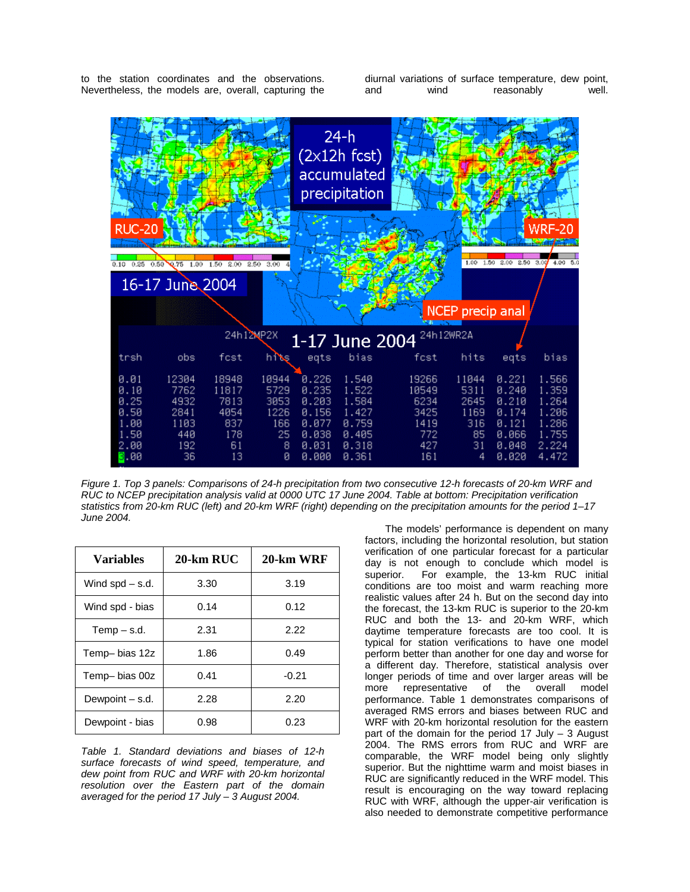to the station coordinates and the observations. Nevertheless, the models are, overall, capturing the diurnal variations of surface temperature, dew point, and wind reasonably well.

*Figure 1. Top 3 panels: Comparisons of 24-h precipitation from two consecutive 12-h forecasts of 20-km WRF and RUC to NCEP precipitation analysis valid at 0000 UTC 17 June 2004. Table at bottom: Precipitation verification statistics from 20-km RUC (left) and 20-km WRF (right) depending on the precipitation amounts for the period 1–17 June 2004.*

| Variables | 20-km RUC | 20-km WRF |
|---|---|---|
| Wind spd – s.d. | 3.30 | 3.19 |
| Wind spd - bias | 0.14 | 0.12 |
| Temp – s.d. | 2.31 | 2.22 |
| Temp– bias 12z | 1.86 | 0.49 |
| Temp– bias 00z | 0.41 | -0.21 |
| Dewpoint – s.d. | 2.28 | 2.20 |
| Dewpoint - bias | 0.98 | 0.23 |

*Table 1. Standard deviations and biases of 12-h surface forecasts of wind speed, temperature, and dew point from RUC and WRF with 20-km horizontal resolution over the Eastern part of the domain averaged for the period 17 July – 3 August 2004.*

The models' performance is dependent on many factors, including the horizontal resolution, but station verification of one particular forecast for a particular day is not enough to conclude which model is superior. For example, the 13-km RUC initial conditions are too moist and warm reaching more realistic values after 24 h. But on the second day into the forecast, the 13-km RUC is superior to the 20-km RUC and both the 13- and 20-km WRF, which daytime temperature forecasts are too cool. It is typical for station verifications to have one model perform better than another for one day and worse for a different day. Therefore, statistical analysis over longer periods of time and over larger areas will be more representative of the overall model performance. Table 1 demonstrates comparisons of averaged RMS errors and biases between RUC and WRF with 20-km horizontal resolution for the eastern part of the domain for the period 17 July – 3 August 2004. The RMS errors from RUC and WRF are comparable, the WRF model being only slightly superior. But the nighttime warm and moist biases in RUC are significantly reduced in the WRF model. This result is encouraging on the way toward replacing RUC with WRF, although the upper-air verification is also needed to demonstrate competitive performance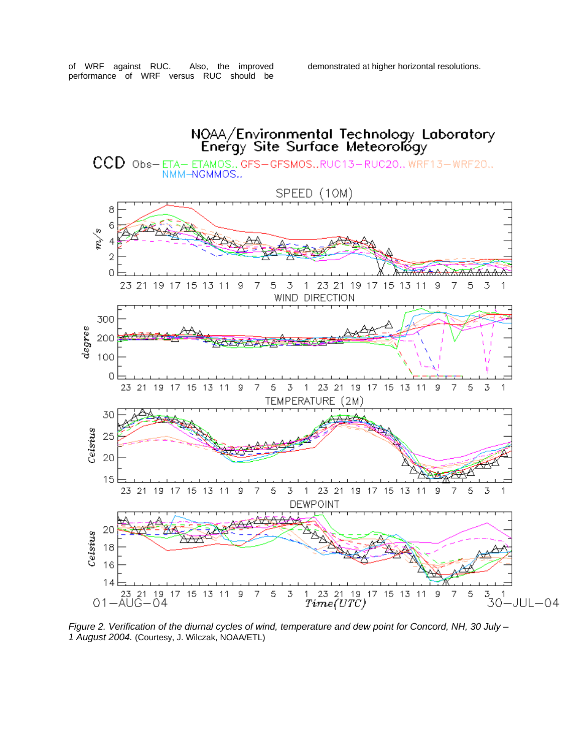of WRF against RUC. Also, the improved performance of WRF versus RUC should be demonstrated at higher horizontal resolutions.

*Figure 2. Verification of the diurnal cycles of wind, temperature and dew point for Concord, NH, 30 July – 1 August 2004.* (Courtesy, J. Wilczak, NOAA/ETL)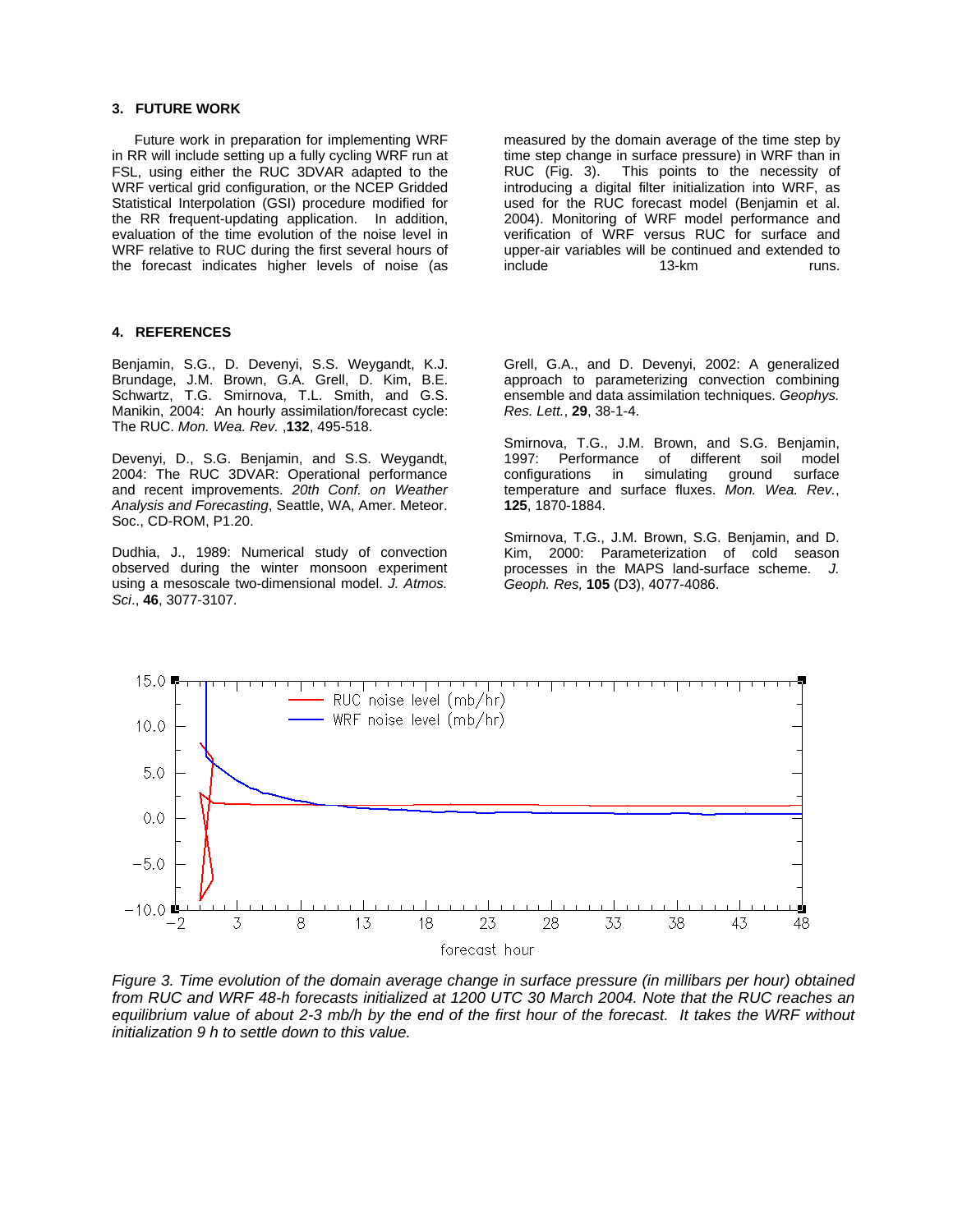## 3. FUTURE WORK

Future work in preparation for implementing WRF in RR will include setting up a fully cycling WRF run at FSL, using either the RUC 3DVAR adapted to the WRF vertical grid configuration, or the NCEP Gridded Statistical Interpolation (GSI) procedure modified for the RR frequent-updating application. In addition, evaluation of the time evolution of the noise level in WRF relative to RUC during the first several hours of the forecast indicates higher levels of noise (as measured by the domain average of the time step by time step change in surface pressure) in WRF than in RUC (Fig. 3). This points to the necessity of introducing a digital filter initialization into WRF, as used for the RUC forecast model (Benjamin et al. 2004). Monitoring of WRF model performance and verification of WRF versus RUC for surface and upper-air variables will be continued and extended to include 13-km runs.

## 4. REFERENCES

Benjamin, S.G., D. Devenyi, S.S. Weygandt, K.J. Brundage, J.M. Brown, G.A. Grell, D. Kim, B.E. Schwartz, T.G. Smirnova, T.L. Smith, and G.S. Manikin, 2004: An hourly assimilation/forecast cycle: The RUC. *Mon. Wea. Rev.* ,**132**, 495-518.

Devenyi, D., S.G. Benjamin, and S.S. Weygandt, 2004: The RUC 3DVAR: Operational performance and recent improvements. *20th Conf. on Weather Analysis and Forecasting*, Seattle, WA, Amer. Meteor. Soc., CD-ROM, P1.20.

Dudhia, J., 1989: Numerical study of convection observed during the winter monsoon experiment using a mesoscale two-dimensional model. *J. Atmos. Sci*., **46**, 3077-3107.

Grell, G.A., and D. Devenyi, 2002: A generalized approach to parameterizing convection combining ensemble and data assimilation techniques. *Geophys. Res. Lett.*, **29**, 38-1-4.

Smirnova, T.G., J.M. Brown, and S.G. Benjamin, 1997: Performance of different soil model configurations in simulating ground surface temperature and surface fluxes. *Mon. Wea. Rev.*, **125**, 1870-1884.

Smirnova, T.G., J.M. Brown, S.G. Benjamin, and D. Kim, 2000: Parameterization of cold season processes in the MAPS land-surface scheme. *J. Geoph. Res,* **105** (D3), 4077-4086.

RUC noise level (mb/hr)
WRF noise level (mb/hr)
15.0
10.0
5.0
0.0
−5.0
−10.0
−2 3 8 13 18 23 28 33 38 43 48
forecast hour

*Figure 3. Time evolution of the domain average change in surface pressure (in millibars per hour) obtained from RUC and WRF 48-h forecasts initialized at 1200 UTC 30 March 2004. Note that the RUC reaches an equilibrium value of about 2-3 mb/h by the end of the first hour of the forecast. It takes the WRF without initialization 9 h to settle down to this value.*